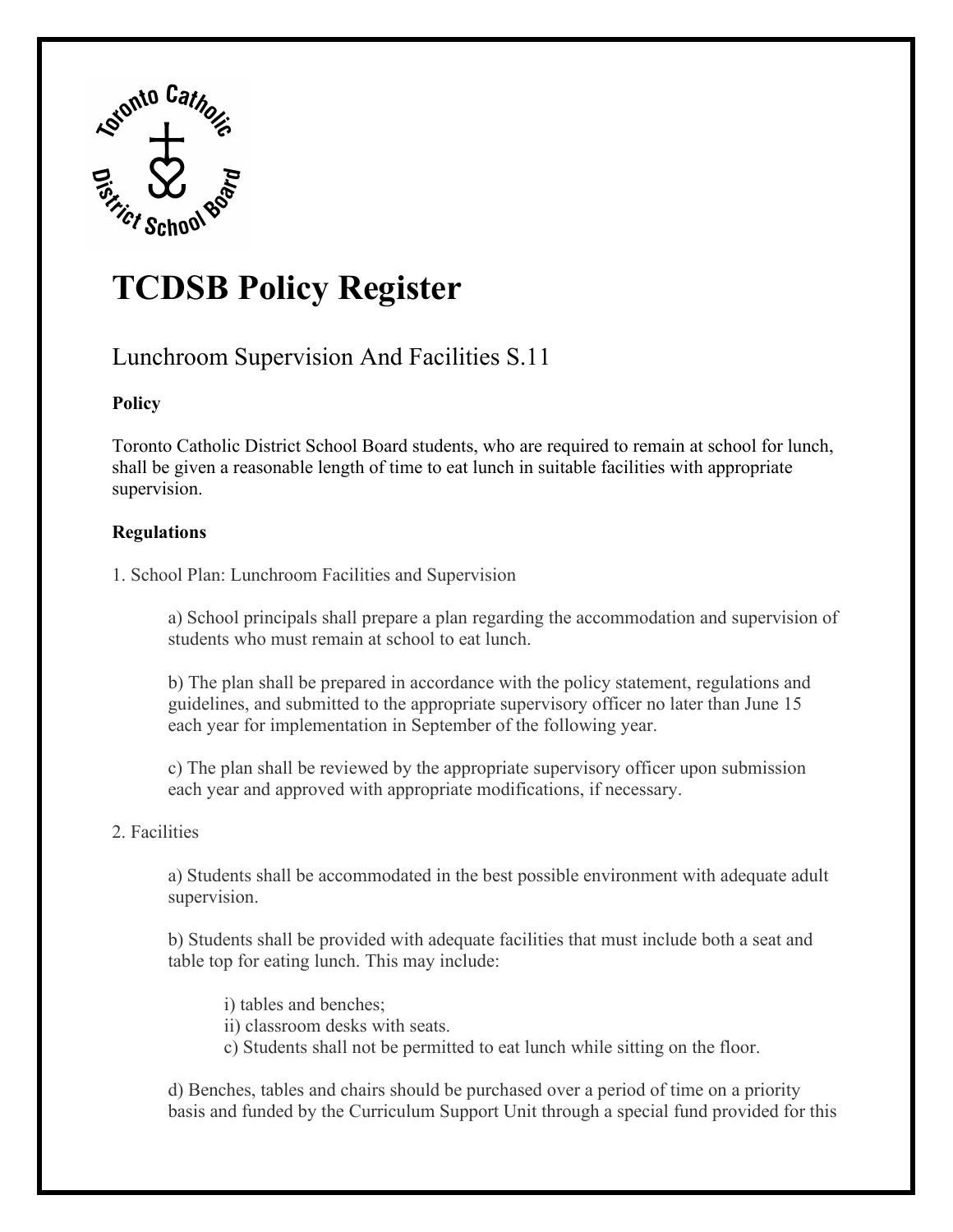# TCDSB Policy Register

## Lunchroom Supervision And Facilities S.11

**Policy**

Toronto Catholic District School Board students, who are required to remain at school for lunch, shall be given a reasonable length of time to eat lunch in suitable facilities with appropriate supervision.

**Regulations**

1. School Plan: Lunchroom Facilities and Supervision

   a) School principals shall prepare a plan regarding the accommodation and supervision of students who must remain at school to eat lunch.

   b) The plan shall be prepared in accordance with the policy statement, regulations and guidelines, and submitted to the appropriate supervisory officer no later than June 15 each year for implementation in September of the following year.

   c) The plan shall be reviewed by the appropriate supervisory officer upon submission each year and approved with appropriate modifications, if necessary.

2. Facilities

   a) Students shall be accommodated in the best possible environment with adequate adult supervision.

   b) Students shall be provided with adequate facilities that must include both a seat and table top for eating lunch. This may include:

      i) tables and benches;
      ii) classroom desks with seats.
      c) Students shall not be permitted to eat lunch while sitting on the floor.

   d) Benches, tables and chairs should be purchased over a period of time on a priority basis and funded by the Curriculum Support Unit through a special fund provided for this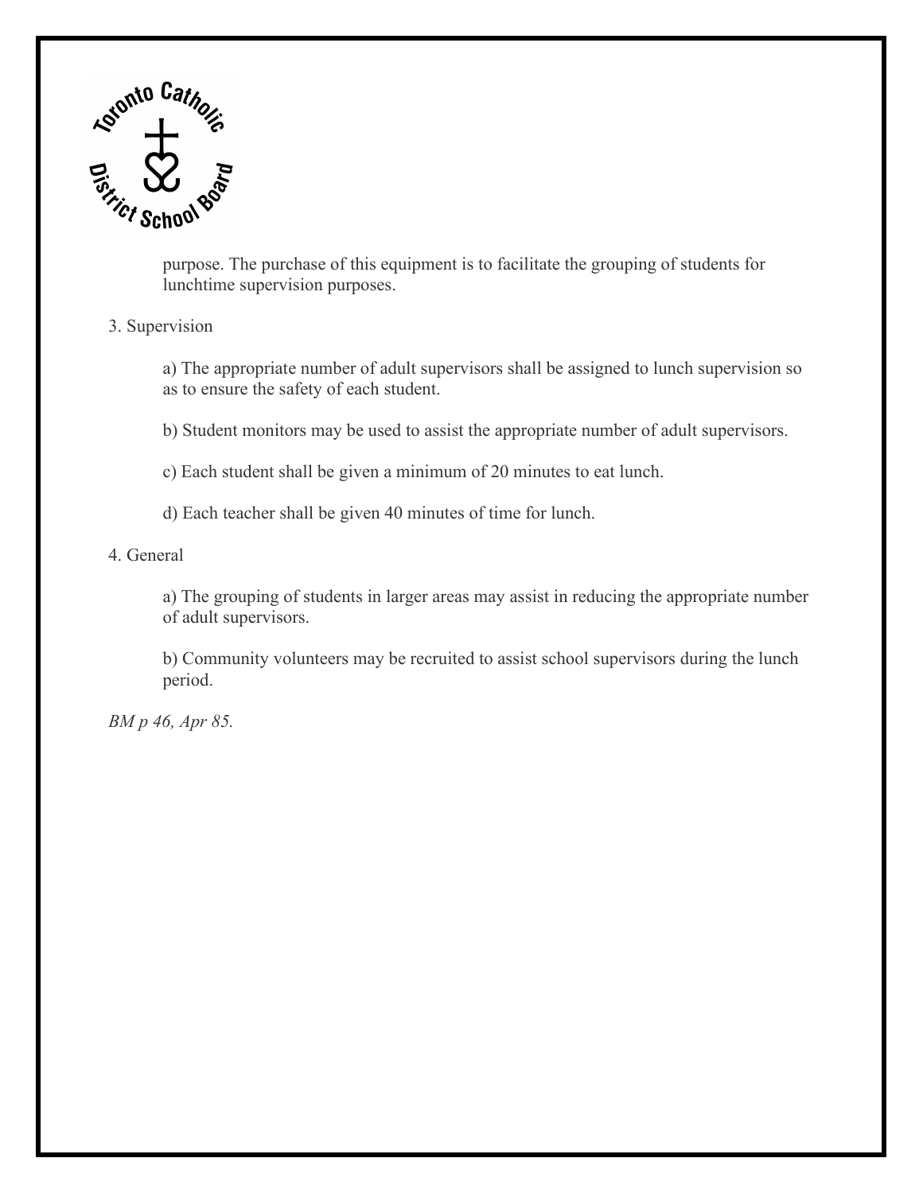purpose. The purchase of this equipment is to facilitate the grouping of students for lunchtime supervision purposes.

3. Supervision

   a) The appropriate number of adult supervisors shall be assigned to lunch supervision so as to ensure the safety of each student.

   b) Student monitors may be used to assist the appropriate number of adult supervisors.

   c) Each student shall be given a minimum of 20 minutes to eat lunch.

   d) Each teacher shall be given 40 minutes of time for lunch.

4. General

   a) The grouping of students in larger areas may assist in reducing the appropriate number of adult supervisors.

   b) Community volunteers may be recruited to assist school supervisors during the lunch period.

*BM p 46, Apr 85.*